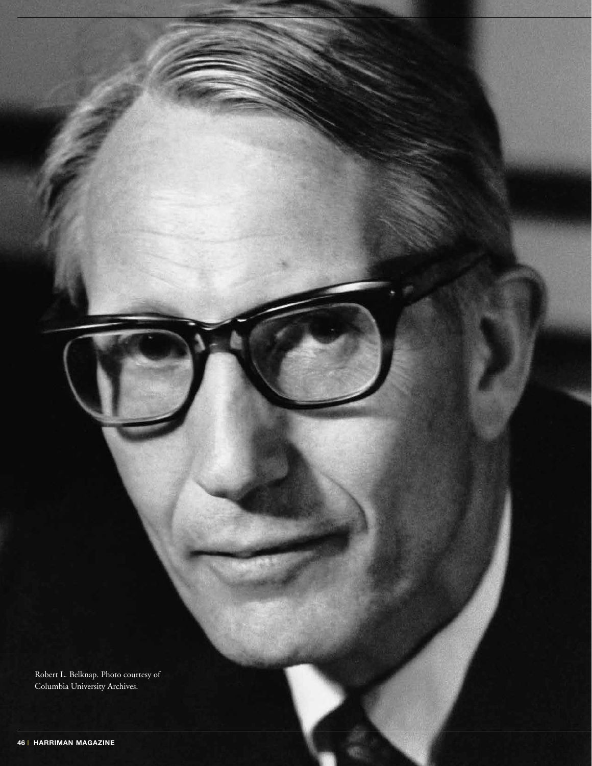Robert L. Belknap. Photo courtesy of Columbia University Archives.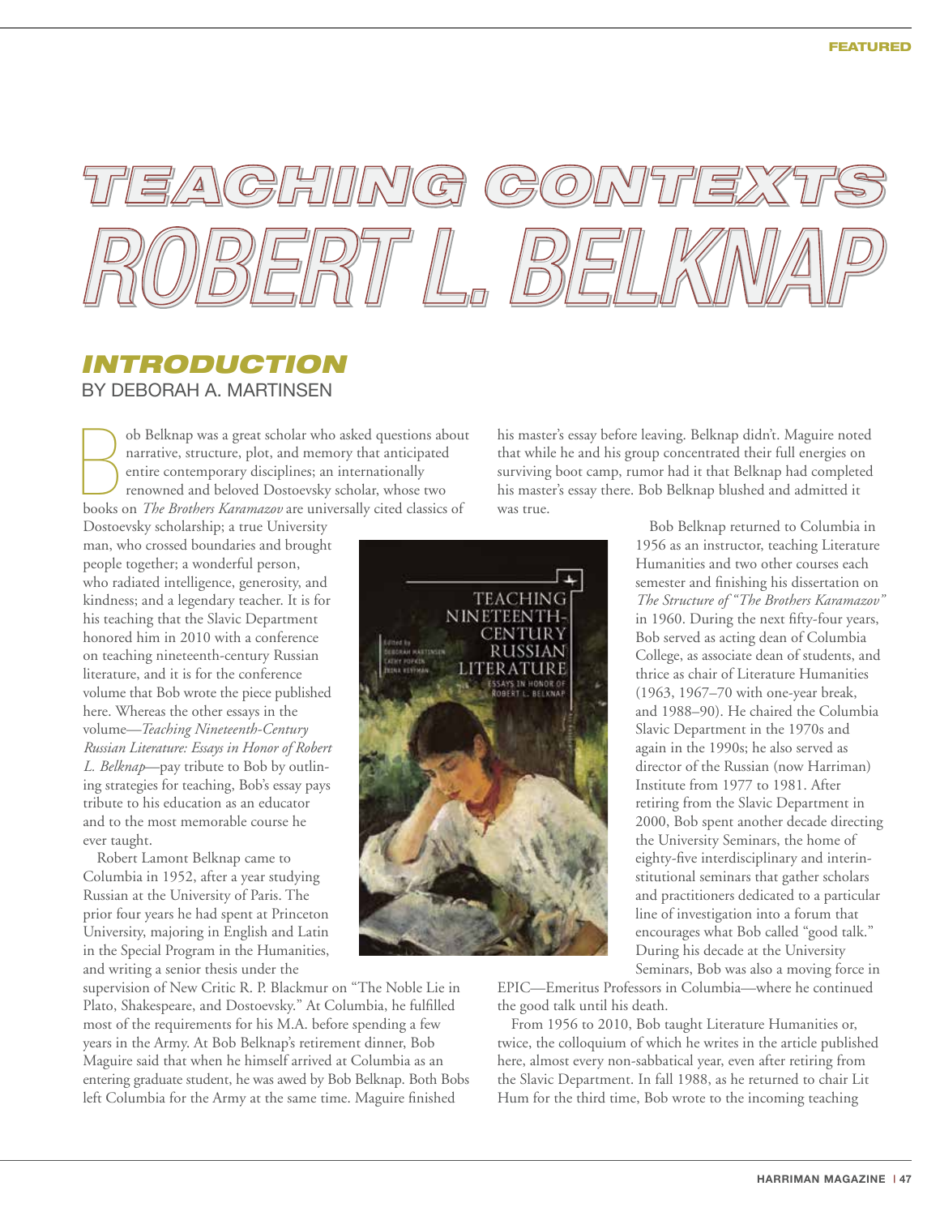# TEACHING CONTEXTS ROBERT L. BELKNAP

## INTRODUCTION

BY DEBORAH A. MARTINSEN

Bob Belknap was a great scholar who asked questions about narrative, structure, plot, and memory that anticipated entire contemporary disciplines; an internationally renowned and beloved Dostoevsky scholar, whose two books on *The Brothers Karamazov* are universally cited classics of Dostoevsky scholarship; a true University man, who crossed boundaries and brought people together; a wonderful person, who radiated intelligence, generosity, and kindness; and a legendary teacher. It is for his teaching that the Slavic Department honored him in 2010 with a conference on teaching nineteenth-century Russian literature, and it is for the conference volume that Bob wrote the piece published here. Whereas the other essays in the volume—*Teaching Nineteenth-Century Russian Literature: Essays in Honor of Robert L. Belknap*—pay tribute to Bob by outlining strategies for teaching, Bob's essay pays tribute to his education as an educator and to the most memorable course he ever taught.

Robert Lamont Belknap came to Columbia in 1952, after a year studying Russian at the University of Paris. The prior four years he had spent at Princeton University, majoring in English and Latin in the Special Program in the Humanities, and writing a senior thesis under the supervision of New Critic R. P. Blackmur on "The Noble Lie in Plato, Shakespeare, and Dostoevsky." At Columbia, he fulfilled most of the requirements for his M.A. before spending a few years in the Army. At Bob Belknap's retirement dinner, Bob Maguire said that when he himself arrived at Columbia as an entering graduate student, he was awed by Bob Belknap. Both Bobs left Columbia for the Army at the same time. Maguire finished his master's essay before leaving. Belknap didn't. Maguire noted that while he and his group concentrated their full energies on surviving boot camp, rumor had it that Belknap had completed his master's essay there. Bob Belknap blushed and admitted it was true.

Bob Belknap returned to Columbia in 1956 as an instructor, teaching Literature Humanities and two other courses each semester and finishing his dissertation on *The Structure of "The Brothers Karamazov"* in 1960. During the next fifty-four years, Bob served as acting dean of Columbia College, as associate dean of students, and thrice as chair of Literature Humanities (1963, 1967–70 with one-year break, and 1988–90). He chaired the Columbia Slavic Department in the 1970s and again in the 1990s; he also served as director of the Russian (now Harriman) Institute from 1977 to 1981. After retiring from the Slavic Department in 2000, Bob spent another decade directing the University Seminars, the home of eighty-five interdisciplinary and interinstitutional seminars that gather scholars and practitioners dedicated to a particular line of investigation into a forum that encourages what Bob called "good talk." During his decade at the University Seminars, Bob was also a moving force in EPIC—Emeritus Professors in Columbia—where he continued the good talk until his death.

From 1956 to 2010, Bob taught Literature Humanities or, twice, the colloquium of which he writes in the article published here, almost every non-sabbatical year, even after retiring from the Slavic Department. In fall 1988, as he returned to chair Lit Hum for the third time, Bob wrote to the incoming teaching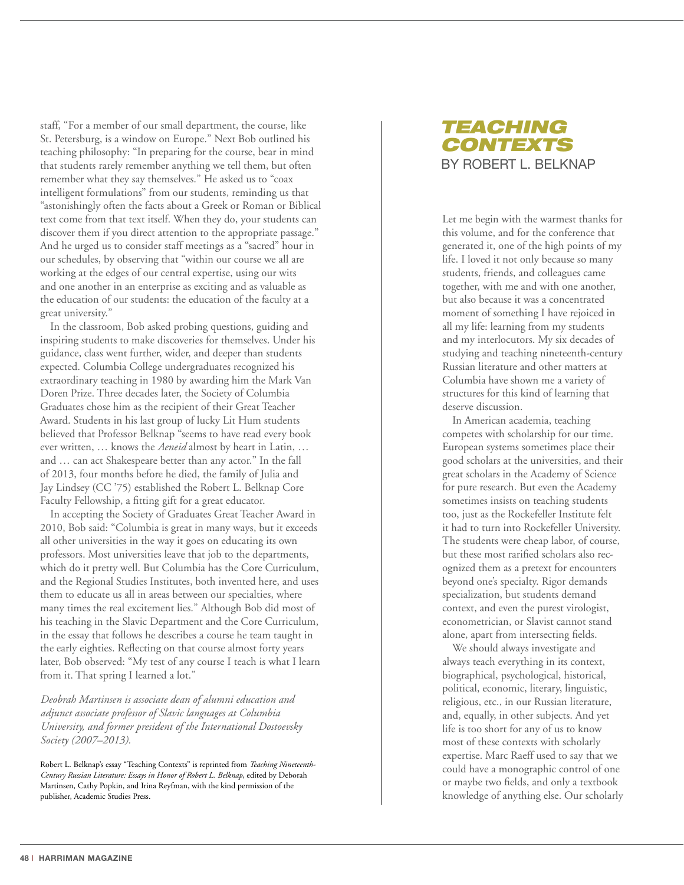staff, "For a member of our small department, the course, like St. Petersburg, is a window on Europe." Next Bob outlined his teaching philosophy: "In preparing for the course, bear in mind that students rarely remember anything we tell them, but often remember what they say themselves." He asked us to "coax intelligent formulations" from our students, reminding us that "astonishingly often the facts about a Greek or Roman or Biblical text come from that text itself. When they do, your students can discover them if you direct attention to the appropriate passage." And he urged us to consider staff meetings as a "sacred" hour in our schedules, by observing that "within our course we all are working at the edges of our central expertise, using our wits and one another in an enterprise as exciting and as valuable as the education of our students: the education of the faculty at a great university."

In the classroom, Bob asked probing questions, guiding and inspiring students to make discoveries for themselves. Under his guidance, class went further, wider, and deeper than students expected. Columbia College undergraduates recognized his extraordinary teaching in 1980 by awarding him the Mark Van Doren Prize. Three decades later, the Society of Columbia Graduates chose him as the recipient of their Great Teacher Award. Students in his last group of lucky Lit Hum students believed that Professor Belknap "seems to have read every book ever written, … knows the *Aeneid* almost by heart in Latin, … and … can act Shakespeare better than any actor." In the fall of 2013, four months before he died, the family of Julia and Jay Lindsey (CC '75) established the Robert L. Belknap Core Faculty Fellowship, a fitting gift for a great educator.

In accepting the Society of Graduates Great Teacher Award in 2010, Bob said: "Columbia is great in many ways, but it exceeds all other universities in the way it goes on educating its own professors. Most universities leave that job to the departments, which do it pretty well. But Columbia has the Core Curriculum, and the Regional Studies Institutes, both invented here, and uses them to educate us all in areas between our specialties, where many times the real excitement lies." Although Bob did most of his teaching in the Slavic Department and the Core Curriculum, in the essay that follows he describes a course he team taught in the early eighties. Reflecting on that course almost forty years later, Bob observed: "My test of any course I teach is what I learn from it. That spring I learned a lot."

*Deobrah Martinsen is associate dean of alumni education and adjunct associate professor of Slavic languages at Columbia University, and former president of the International Dostoevsky Society (2007–2013).*

Robert L. Belknap's essay "Teaching Contexts" is reprinted from *Teaching Nineteenth-Century Russian Literature: Essays in Honor of Robert L. Belknap*, edited by Deborah Martinsen, Cathy Popkin, and Irina Reyfman, with the kind permission of the publisher, Academic Studies Press.

# TEACHING CONTEXTS

BY ROBERT L. BELKNAP

Let me begin with the warmest thanks for this volume, and for the conference that generated it, one of the high points of my life. I loved it not only because so many students, friends, and colleagues came together, with me and with one another, but also because it was a concentrated moment of something I have rejoiced in all my life: learning from my students and my interlocutors. My six decades of studying and teaching nineteenth-century Russian literature and other matters at Columbia have shown me a variety of structures for this kind of learning that deserve discussion.

In American academia, teaching competes with scholarship for our time. European systems sometimes place their good scholars at the universities, and their great scholars in the Academy of Science for pure research. But even the Academy sometimes insists on teaching students too, just as the Rockefeller Institute felt it had to turn into Rockefeller University. The students were cheap labor, of course, but these most rarified scholars also recognized them as a pretext for encounters beyond one's specialty. Rigor demands specialization, but students demand context, and even the purest virologist, econometrician, or Slavist cannot stand alone, apart from intersecting fields.

We should always investigate and always teach everything in its context, biographical, psychological, historical, political, economic, literary, linguistic, religious, etc., in our Russian literature, and, equally, in other subjects. And yet life is too short for any of us to know most of these contexts with scholarly expertise. Marc Raeff used to say that we could have a monographic control of one or maybe two fields, and only a textbook knowledge of anything else. Our scholarly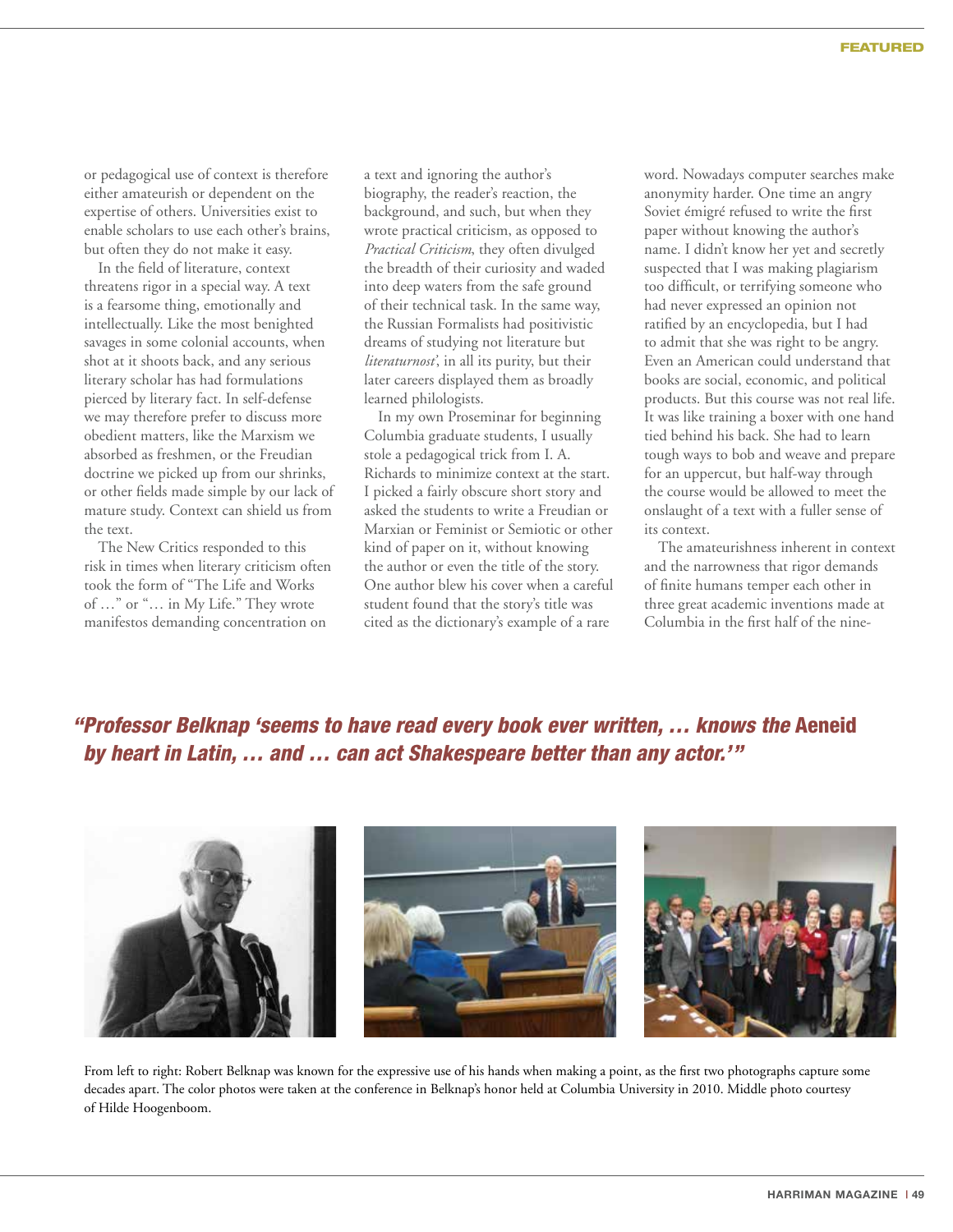or pedagogical use of context is therefore either amateurish or dependent on the expertise of others. Universities exist to enable scholars to use each other's brains, but often they do not make it easy.

In the field of literature, context threatens rigor in a special way. A text is a fearsome thing, emotionally and intellectually. Like the most benighted savages in some colonial accounts, when shot at it shoots back, and any serious literary scholar has had formulations pierced by literary fact. In self-defense we may therefore prefer to discuss more obedient matters, like the Marxism we absorbed as freshmen, or the Freudian doctrine we picked up from our shrinks, or other fields made simple by our lack of mature study. Context can shield us from the text.

The New Critics responded to this risk in times when literary criticism often took the form of "The Life and Works of …" or "… in My Life." They wrote manifestos demanding concentration on a text and ignoring the author's biography, the reader's reaction, the background, and such, but when they wrote practical criticism, as opposed to *Practical Criticism*, they often divulged the breadth of their curiosity and waded into deep waters from the safe ground of their technical task. In the same way, the Russian Formalists had positivistic dreams of studying not literature but *literaturnost'*, in all its purity, but their later careers displayed them as broadly learned philologists.

In my own Proseminar for beginning Columbia graduate students, I usually stole a pedagogical trick from I. A. Richards to minimize context at the start. I picked a fairly obscure short story and asked the students to write a Freudian or Marxian or Feminist or Semiotic or other kind of paper on it, without knowing the author or even the title of the story. One author blew his cover when a careful student found that the story's title was cited as the dictionary's example of a rare word. Nowadays computer searches make anonymity harder. One time an angry Soviet émigré refused to write the first paper without knowing the author's name. I didn't know her yet and secretly suspected that I was making plagiarism too difficult, or terrifying someone who had never expressed an opinion not ratified by an encyclopedia, but I had to admit that she was right to be angry. Even an American could understand that books are social, economic, and political products. But this course was not real life. It was like training a boxer with one hand tied behind his back. She had to learn tough ways to bob and weave and prepare for an uppercut, but half-way through the course would be allowed to meet the onslaught of a text with a fuller sense of its context.

The amateurishness inherent in context and the narrowness that rigor demands of finite humans temper each other in three great academic inventions made at Columbia in the first half of the nine-

***"Professor Belknap 'seems to have read every book ever written, … knows the* Aeneid *by heart in Latin, … and … can act Shakespeare better than any actor.'"***

From left to right: Robert Belknap was known for the expressive use of his hands when making a point, as the first two photographs capture some decades apart. The color photos were taken at the conference in Belknap's honor held at Columbia University in 2010. Middle photo courtesy of Hilde Hoogenboom.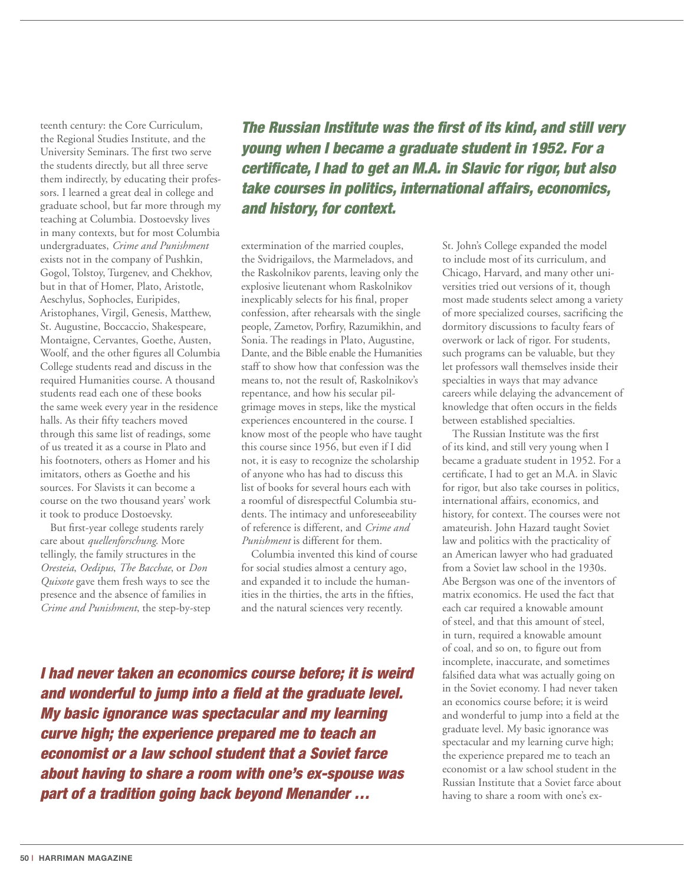teenth century: the Core Curriculum, the Regional Studies Institute, and the University Seminars. The first two serve the students directly, but all three serve them indirectly, by educating their professors. I learned a great deal in college and graduate school, but far more through my teaching at Columbia. Dostoevsky lives in many contexts, but for most Columbia undergraduates, *Crime and Punishment* exists not in the company of Pushkin, Gogol, Tolstoy, Turgenev, and Chekhov, but in that of Homer, Plato, Aristotle, Aeschylus, Sophocles, Euripides, Aristophanes, Virgil, Genesis, Matthew, St. Augustine, Boccaccio, Shakespeare, Montaigne, Cervantes, Goethe, Austen, Woolf, and the other figures all Columbia College students read and discuss in the required Humanities course. A thousand students read each one of these books the same week every year in the residence halls. As their fifty teachers moved through this same list of readings, some of us treated it as a course in Plato and his footnoters, others as Homer and his imitators, others as Goethe and his sources. For Slavists it can become a course on the two thousand years' work it took to produce Dostoevsky.

But first-year college students rarely care about *quellenforschung*. More tellingly, the family structures in the *Oresteia*, *Oedipus*, *The Bacchae*, or *Don Quixote* gave them fresh ways to see the presence and the absence of families in *Crime and Punishment*, the step-by-step extermination of the married couples, the Svidrigailovs, the Marmeladovs, and the Raskolnikov parents, leaving only the explosive lieutenant whom Raskolnikov inexplicably selects for his final, proper confession, after rehearsals with the single people, Zametov, Porfiry, Razumikhin, and Sonia. The readings in Plato, Augustine, Dante, and the Bible enable the Humanities staff to show how that confession was the means to, not the result of, Raskolnikov's repentance, and how his secular pilgrimage moves in steps, like the mystical experiences encountered in the course. I know most of the people who have taught this course since 1956, but even if I did not, it is easy to recognize the scholarship of anyone who has had to discuss this list of books for several hours each with a roomful of disrespectful Columbia students. The intimacy and unforeseeability of reference is different, and *Crime and Punishment* is different for them.

Columbia invented this kind of course for social studies almost a century ago, and expanded it to include the humanities in the thirties, the arts in the fifties, and the natural sciences very recently. St. John's College expanded the model to include most of its curriculum, and Chicago, Harvard, and many other universities tried out versions of it, though most made students select among a variety of more specialized courses, sacrificing the dormitory discussions to faculty fears of overwork or lack of rigor. For students, such programs can be valuable, but they let professors wall themselves inside their specialties in ways that may advance careers while delaying the advancement of knowledge that often occurs in the fields between established specialties.

***The Russian Institute was the first of its kind, and still very young when I became a graduate student in 1952. For a certificate, I had to get an M.A. in Slavic for rigor, but also take courses in politics, international affairs, economics, and history, for context.***

The Russian Institute was the first of its kind, and still very young when I became a graduate student in 1952. For a certificate, I had to get an M.A. in Slavic for rigor, but also take courses in politics, international affairs, economics, and history, for context. The courses were not amateurish. John Hazard taught Soviet law and politics with the practicality of an American lawyer who had graduated from a Soviet law school in the 1930s. Abe Bergson was one of the inventors of matrix economics. He used the fact that each car required a knowable amount of steel, and that this amount of steel, in turn, required a knowable amount of coal, and so on, to figure out from incomplete, inaccurate, and sometimes falsified data what was actually going on in the Soviet economy. I had never taken an economics course before; it is weird and wonderful to jump into a field at the graduate level. My basic ignorance was spectacular and my learning curve high; the experience prepared me to teach an economist or a law school student in the Russian Institute that a Soviet farce about having to share a room with one's ex-

***I had never taken an economics course before; it is weird and wonderful to jump into a field at the graduate level. My basic ignorance was spectacular and my learning curve high; the experience prepared me to teach an economist or a law school student that a Soviet farce about having to share a room with one's ex-spouse was part of a tradition going back beyond Menander …***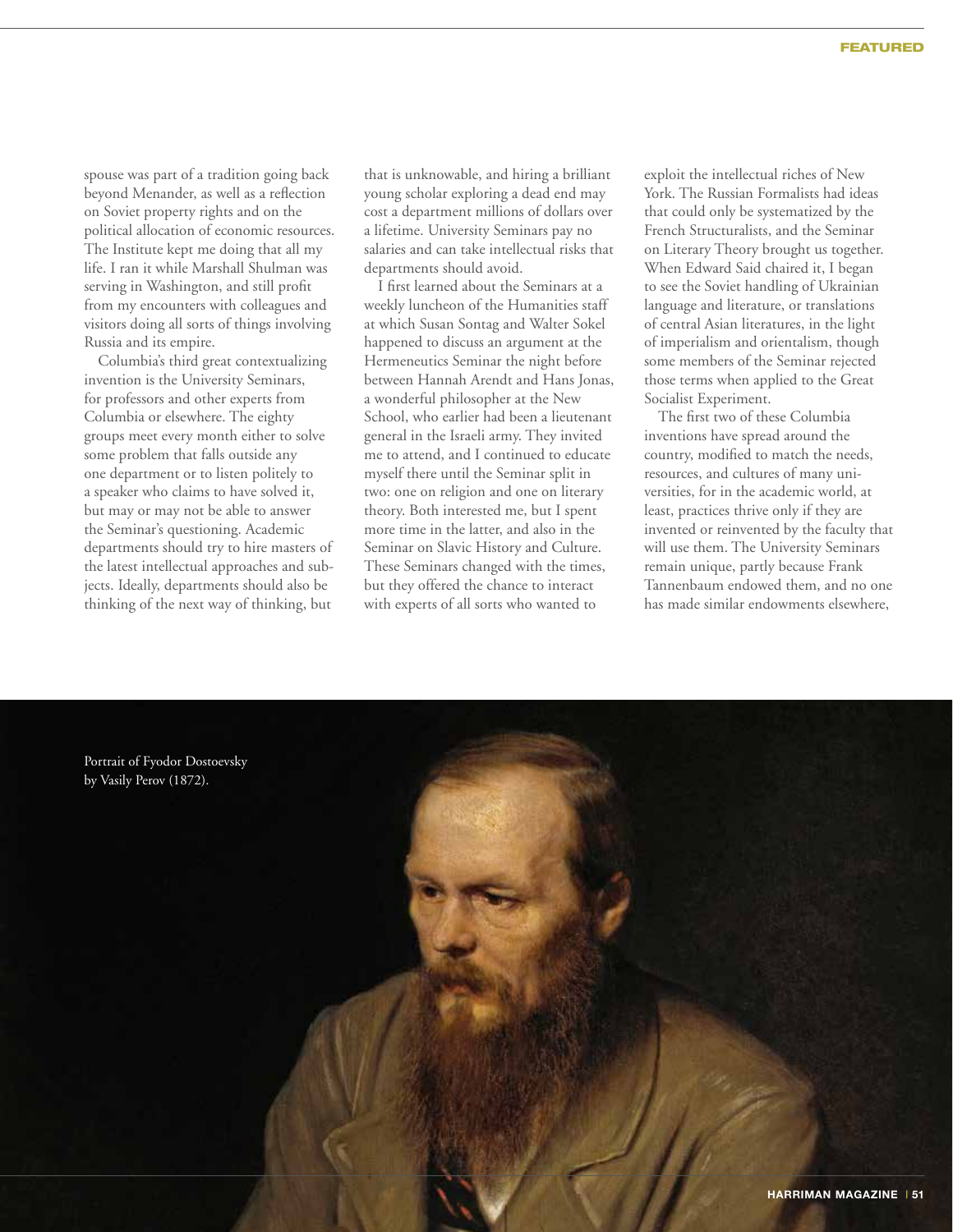spouse was part of a tradition going back beyond Menander, as well as a reflection on Soviet property rights and on the political allocation of economic resources. The Institute kept me doing that all my life. I ran it while Marshall Shulman was serving in Washington, and still profit from my encounters with colleagues and visitors doing all sorts of things involving Russia and its empire.

Columbia's third great contextualizing invention is the University Seminars, for professors and other experts from Columbia or elsewhere. The eighty groups meet every month either to solve some problem that falls outside any one department or to listen politely to a speaker who claims to have solved it, but may or may not be able to answer the Seminar's questioning. Academic departments should try to hire masters of the latest intellectual approaches and subjects. Ideally, departments should also be thinking of the next way of thinking, but that is unknowable, and hiring a brilliant young scholar exploring a dead end may cost a department millions of dollars over a lifetime. University Seminars pay no salaries and can take intellectual risks that departments should avoid.

I first learned about the Seminars at a weekly luncheon of the Humanities staff at which Susan Sontag and Walter Sokel happened to discuss an argument at the Hermeneutics Seminar the night before between Hannah Arendt and Hans Jonas, a wonderful philosopher at the New School, who earlier had been a lieutenant general in the Israeli army. They invited me to attend, and I continued to educate myself there until the Seminar split in two: one on religion and one on literary theory. Both interested me, but I spent more time in the latter, and also in the Seminar on Slavic History and Culture. These Seminars changed with the times, but they offered the chance to interact with experts of all sorts who wanted to exploit the intellectual riches of New York. The Russian Formalists had ideas that could only be systematized by the French Structuralists, and the Seminar on Literary Theory brought us together. When Edward Said chaired it, I began to see the Soviet handling of Ukrainian language and literature, or translations of central Asian literatures, in the light of imperialism and orientalism, though some members of the Seminar rejected those terms when applied to the Great Socialist Experiment.

The first two of these Columbia inventions have spread around the country, modified to match the needs, resources, and cultures of many universities, for in the academic world, at least, practices thrive only if they are invented or reinvented by the faculty that will use them. The University Seminars remain unique, partly because Frank Tannenbaum endowed them, and no one has made similar endowments elsewhere,

Portrait of Fyodor Dostoevsky by Vasily Perov (1872).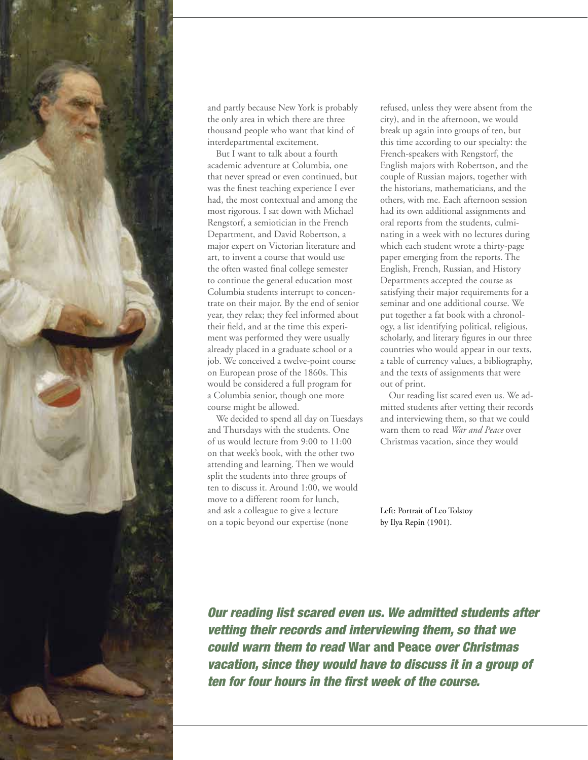and partly because New York is probably the only area in which there are three thousand people who want that kind of interdepartmental excitement.

But I want to talk about a fourth academic adventure at Columbia, one that never spread or even continued, but was the finest teaching experience I ever had, the most contextual and among the most rigorous. I sat down with Michael Rengstorf, a semiotician in the French Department, and David Robertson, a major expert on Victorian literature and art, to invent a course that would use the often wasted final college semester to continue the general education most Columbia students interrupt to concentrate on their major. By the end of senior year, they relax; they feel informed about their field, and at the time this experiment was performed they were usually already placed in a graduate school or a job. We conceived a twelve-point course on European prose of the 1860s. This would be considered a full program for a Columbia senior, though one more course might be allowed.

We decided to spend all day on Tuesdays and Thursdays with the students. One of us would lecture from 9:00 to 11:00 on that week's book, with the other two attending and learning. Then we would split the students into three groups of ten to discuss it. Around 1:00, we would move to a different room for lunch, and ask a colleague to give a lecture on a topic beyond our expertise (none refused, unless they were absent from the city), and in the afternoon, we would break up again into groups of ten, but this time according to our specialty: the French-speakers with Rengstorf, the English majors with Robertson, and the couple of Russian majors, together with the historians, mathematicians, and the others, with me. Each afternoon session had its own additional assignments and oral reports from the students, culminating in a week with no lectures during which each student wrote a thirty-page paper emerging from the reports. The English, French, Russian, and History Departments accepted the course as satisfying their major requirements for a seminar and one additional course. We put together a fat book with a chronology, a list identifying political, religious, scholarly, and literary figures in our three countries who would appear in our texts, a table of currency values, a bibliography, and the texts of assignments that were out of print.

Our reading list scared even us. We admitted students after vetting their records and interviewing them, so that we could warn them to read *War and Peace* over Christmas vacation, since they would

Left: Portrait of Leo Tolstoy by Ilya Repin (1901).

***Our reading list scared even us. We admitted students after vetting their records and interviewing them, so that we could warn them to read* War and Peace *over Christmas vacation, since they would have to discuss it in a group of ten for four hours in the first week of the course.***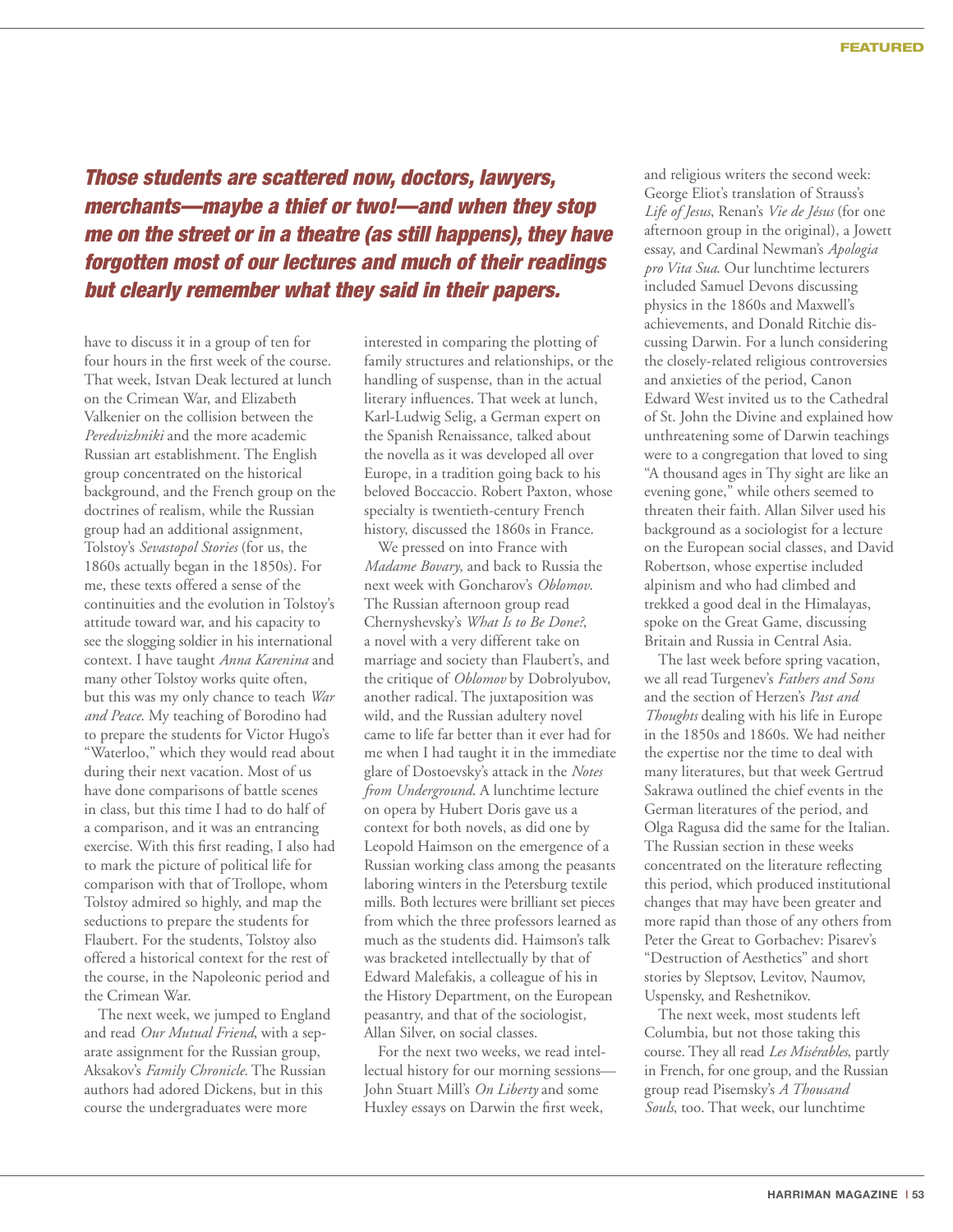***Those students are scattered now, doctors, lawyers, merchants—maybe a thief or two!—and when they stop me on the street or in a theatre (as still happens), they have forgotten most of our lectures and much of their readings but clearly remember what they said in their papers.***

have to discuss it in a group of ten for four hours in the first week of the course. That week, Istvan Deak lectured at lunch on the Crimean War, and Elizabeth Valkenier on the collision between the *Peredvizhniki* and the more academic Russian art establishment. The English group concentrated on the historical background, and the French group on the doctrines of realism, while the Russian group had an additional assignment, Tolstoy's *Sevastopol Stories* (for us, the 1860s actually began in the 1850s). For me, these texts offered a sense of the continuities and the evolution in Tolstoy's attitude toward war, and his capacity to see the slogging soldier in his international context. I have taught *Anna Karenina* and many other Tolstoy works quite often, but this was my only chance to teach *War and Peace*. My teaching of Borodino had to prepare the students for Victor Hugo's "Waterloo," which they would read about during their next vacation. Most of us have done comparisons of battle scenes in class, but this time I had to do half of a comparison, and it was an entrancing exercise. With this first reading, I also had to mark the picture of political life for comparison with that of Trollope, whom Tolstoy admired so highly, and map the seductions to prepare the students for Flaubert. For the students, Tolstoy also offered a historical context for the rest of the course, in the Napoleonic period and the Crimean War.

The next week, we jumped to England and read *Our Mutual Friend*, with a separate assignment for the Russian group, Aksakov's *Family Chronicle*. The Russian authors had adored Dickens, but in this course the undergraduates were more interested in comparing the plotting of family structures and relationships, or the handling of suspense, than in the actual literary influences. That week at lunch, Karl-Ludwig Selig, a German expert on the Spanish Renaissance, talked about the novella as it was developed all over Europe, in a tradition going back to his beloved Boccaccio. Robert Paxton, whose specialty is twentieth-century French history, discussed the 1860s in France.

We pressed on into France with *Madame Bovary*, and back to Russia the next week with Goncharov's *Oblomov*. The Russian afternoon group read Chernyshevsky's *What Is to Be Done?*, a novel with a very different take on marriage and society than Flaubert's, and the critique of *Oblomov* by Dobrolyubov, another radical. The juxtaposition was wild, and the Russian adultery novel came to life far better than it ever had for me when I had taught it in the immediate glare of Dostoevsky's attack in the *Notes from Underground*. A lunchtime lecture on opera by Hubert Doris gave us a context for both novels, as did one by Leopold Haimson on the emergence of a Russian working class among the peasants laboring winters in the Petersburg textile mills. Both lectures were brilliant set pieces from which the three professors learned as much as the students did. Haimson's talk was bracketed intellectually by that of Edward Malefakis, a colleague of his in the History Department, on the European peasantry, and that of the sociologist, Allan Silver, on social classes.

For the next two weeks, we read intellectual history for our morning sessions—John Stuart Mill's *On Liberty* and some Huxley essays on Darwin the first week, and religious writers the second week: George Eliot's translation of Strauss's *Life of Jesus*, Renan's *Vie de Jésus* (for one afternoon group in the original), a Jowett essay, and Cardinal Newman's *Apologia pro Vita Sua*. Our lunchtime lecturers included Samuel Devons discussing physics in the 1860s and Maxwell's achievements, and Donald Ritchie discussing Darwin. For a lunch considering the closely-related religious controversies and anxieties of the period, Canon Edward West invited us to the Cathedral of St. John the Divine and explained how unthreatening some of Darwin teachings were to a congregation that loved to sing "A thousand ages in Thy sight are like an evening gone," while others seemed to threaten their faith. Allan Silver used his background as a sociologist for a lecture on the European social classes, and David Robertson, whose expertise included alpinism and who had climbed and trekked a good deal in the Himalayas, spoke on the Great Game, discussing Britain and Russia in Central Asia.

The last week before spring vacation, we all read Turgenev's *Fathers and Sons* and the section of Herzen's *Past and Thoughts* dealing with his life in Europe in the 1850s and 1860s. We had neither the expertise nor the time to deal with many literatures, but that week Gertrud Sakrawa outlined the chief events in the German literatures of the period, and Olga Ragusa did the same for the Italian. The Russian section in these weeks concentrated on the literature reflecting this period, which produced institutional changes that may have been greater and more rapid than those of any others from Peter the Great to Gorbachev: Pisarev's "Destruction of Aesthetics" and short stories by Sleptsov, Levitov, Naumov, Uspensky, and Reshetnikov.

The next week, most students left Columbia, but not those taking this course. They all read *Les Misérables*, partly in French, for one group, and the Russian group read Pisemsky's *A Thousand Souls*, too. That week, our lunchtime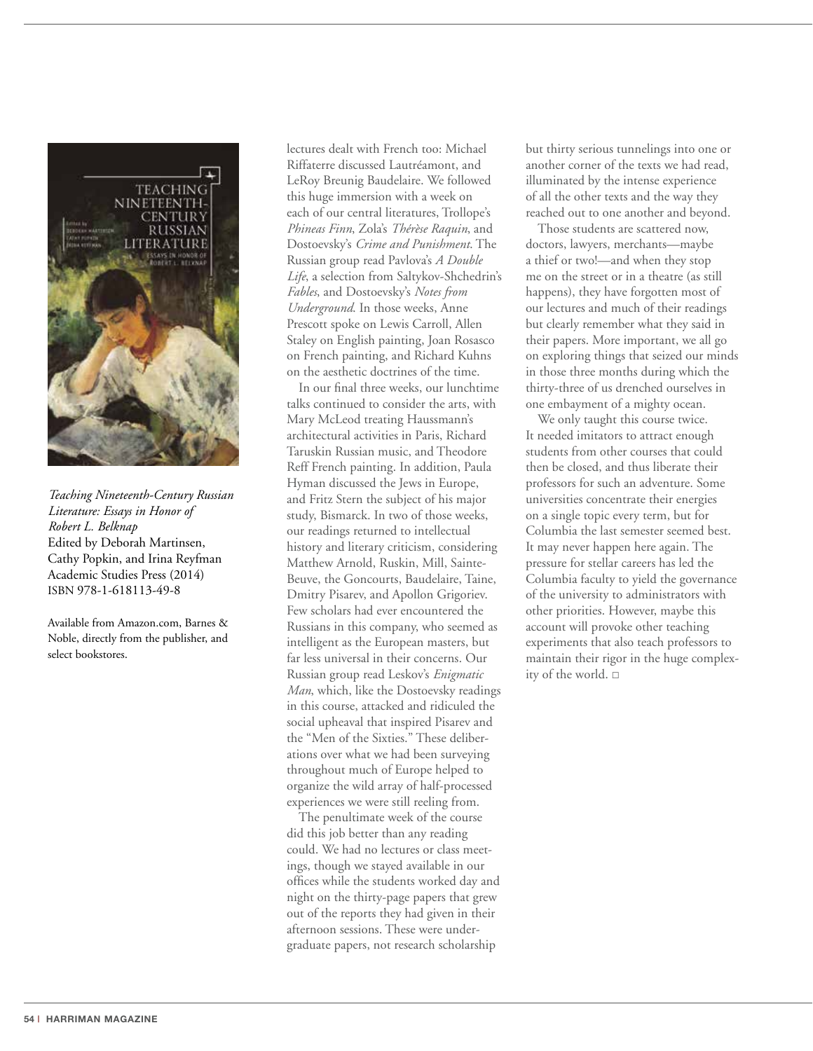*Teaching Nineteenth-Century Russian Literature: Essays in Honor of Robert L. Belknap*
Edited by Deborah Martinsen, Cathy Popkin, and Irina Reyfman
Academic Studies Press (2014)
ISBN 978-1-618113-49-8

Available from Amazon.com, Barnes & Noble, directly from the publisher, and select bookstores.

lectures dealt with French too: Michael Riffaterre discussed Lautréamont, and LeRoy Breunig Baudelaire. We followed this huge immersion with a week on each of our central literatures, Trollope's *Phineas Finn*, Zola's *Thérèse Raquin*, and Dostoevsky's *Crime and Punishment*. The Russian group read Pavlova's *A Double Life*, a selection from Saltykov-Shchedrin's *Fables*, and Dostoevsky's *Notes from Underground*. In those weeks, Anne Prescott spoke on Lewis Carroll, Allen Staley on English painting, Joan Rosasco on French painting, and Richard Kuhns on the aesthetic doctrines of the time.

In our final three weeks, our lunchtime talks continued to consider the arts, with Mary McLeod treating Haussmann's architectural activities in Paris, Richard Taruskin Russian music, and Theodore Reff French painting. In addition, Paula Hyman discussed the Jews in Europe, and Fritz Stern the subject of his major study, Bismarck. In two of those weeks, our readings returned to intellectual history and literary criticism, considering Matthew Arnold, Ruskin, Mill, Sainte-Beuve, the Goncourts, Baudelaire, Taine, Dmitry Pisarev, and Apollon Grigoriev. Few scholars had ever encountered the Russians in this company, who seemed as intelligent as the European masters, but far less universal in their concerns. Our Russian group read Leskov's *Enigmatic Man*, which, like the Dostoevsky readings in this course, attacked and ridiculed the social upheaval that inspired Pisarev and the "Men of the Sixties." These deliberations over what we had been surveying throughout much of Europe helped to organize the wild array of half-processed experiences we were still reeling from.

The penultimate week of the course did this job better than any reading could. We had no lectures or class meetings, though we stayed available in our offices while the students worked day and night on the thirty-page papers that grew out of the reports they had given in their afternoon sessions. These were undergraduate papers, not research scholarship but thirty serious tunnelings into one or another corner of the texts we had read, illuminated by the intense experience of all the other texts and the way they reached out to one another and beyond.

Those students are scattered now, doctors, lawyers, merchants—maybe a thief or two!—and when they stop me on the street or in a theatre (as still happens), they have forgotten most of our lectures and much of their readings but clearly remember what they said in their papers. More important, we all go on exploring things that seized our minds in those three months during which the thirty-three of us drenched ourselves in one embayment of a mighty ocean.

We only taught this course twice. It needed imitators to attract enough students from other courses that could then be closed, and thus liberate their professors for such an adventure. Some universities concentrate their energies on a single topic every term, but for Columbia the last semester seemed best. It may never happen here again. The pressure for stellar careers has led the Columbia faculty to yield the governance of the university to administrators with other priorities. However, maybe this account will provoke other teaching experiments that also teach professors to maintain their rigor in the huge complexity of the world. □